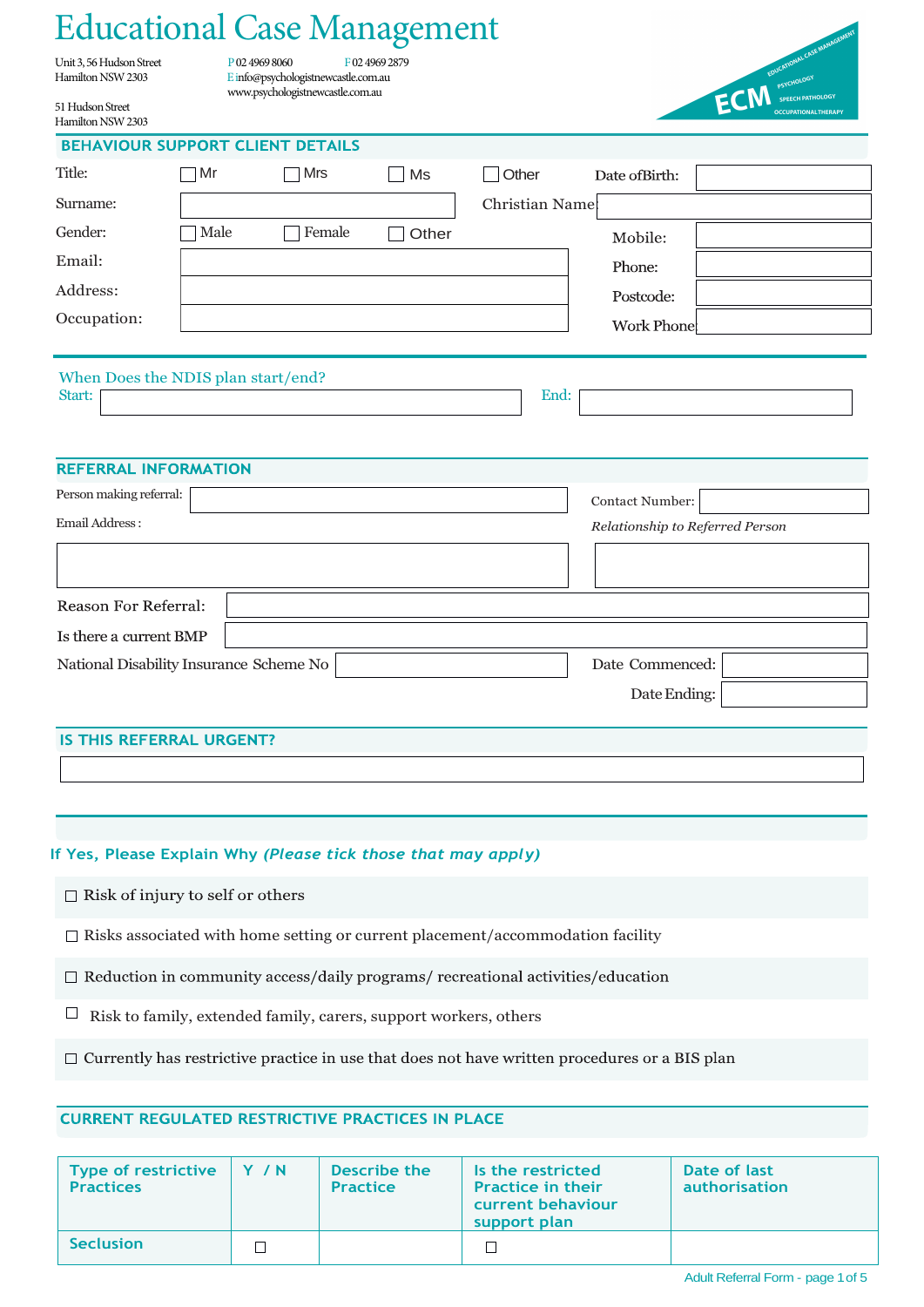# Educational Case Management

Unit 3, 56 Hudson Street
Hamilton NSW 2303

51 Hudson Street
Hamilton NSW 2303

P 02 4969 8060 F 02 4969 2879
E info@psychologistnewcastle.com.au
www.psychologistnewcastle.com.au

ECM — EDUCATIONAL CASE MANAGEMENT — PSYCHOLOGY — SPEECH PATHOLOGY — OCCUPATIONAL THERAPY

## BEHAVIOUR SUPPORT CLIENT DETAILS

Title: ☐ Mr ☐ Mrs ☐ Ms ☐ Other

Date of Birth:

Surname:

Christian Name:

Gender: ☐ Male ☐ Female ☐ Other

Mobile:

Email:

Phone:

Address:

Postcode:

Occupation:

Work Phone:

When Does the NDIS plan start/end?

Start:

End:

## REFERRAL INFORMATION

Person making referral:

Contact Number:

Email Address :

*Relationship to Referred Person*

Reason For Referral:

Is there a current BMP

National Disability Insurance Scheme No

Date Commenced:

Date Ending:

## IS THIS REFERRAL URGENT?

**If Yes, Please Explain Why *(Please tick those that may apply)***

☐ Risk of injury to self or others

☐ Risks associated with home setting or current placement/accommodation facility

☐ Reduction in community access/daily programs/ recreational activities/education

☐ Risk to family, extended family, carers, support workers, others

☐ Currently has restrictive practice in use that does not have written procedures or a BIS plan

## CURRENT REGULATED RESTRICTIVE PRACTICES IN PLACE

| Type of restrictive Practices | Y / N | Describe the Practice | Is the restricted Practice in their current behaviour support plan | Date of last authorisation |
|---|---|---|---|---|
| Seclusion | ☐ | | ☐ | |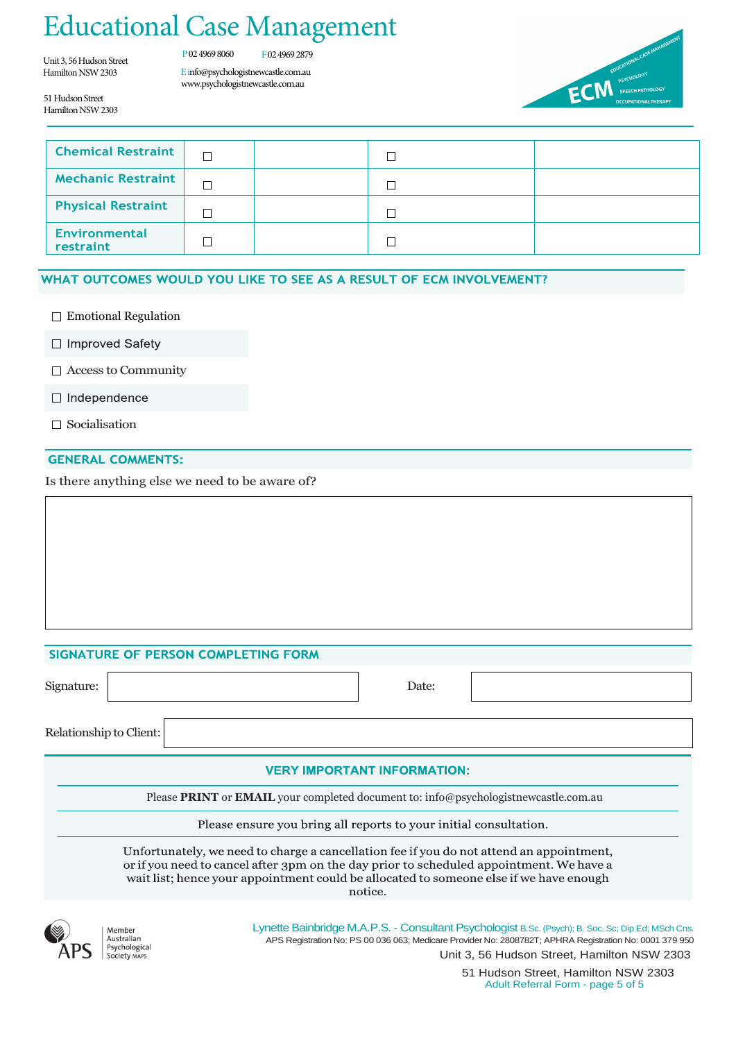# Educational Case Management

Unit 3, 56 Hudson Street
Hamilton NSW 2303

51 Hudson Street
Hamilton NSW 2303

P 02 4969 8060 F 02 4969 2879
E info@psychologistnewcastle.com.au
www.psychologistnewcastle.com.au

| | | | | |
|---|---|---|---|---|
| Chemical Restraint | ☐ | | ☐ | |
| Mechanic Restraint | ☐ | | ☐ | |
| Physical Restraint | ☐ | | ☐ | |
| Environmental restraint | ☐ | | ☐ | |

## WHAT OUTCOMES WOULD YOU LIKE TO SEE AS A RESULT OF ECM INVOLVEMENT?

- ☐ Emotional Regulation
- ☐ Improved Safety
- ☐ Access to Community
- ☐ Independence
- ☐ Socialisation

## GENERAL COMMENTS:

Is there anything else we need to be aware of?

## SIGNATURE OF PERSON COMPLETING FORM

Signature: Date:

Relationship to Client:

### VERY IMPORTANT INFORMATION:

Please **PRINT** or **EMAIL** your completed document to: info@psychologistnewcastle.com.au

Please ensure you bring all reports to your initial consultation.

Unfortunately, we need to charge a cancellation fee if you do not attend an appointment, or if you need to cancel after 3pm on the day prior to scheduled appointment. We have a wait list; hence your appointment could be allocated to someone else if we have enough notice.

APS Member Australian Psychological Society MAPS

Lynette Bainbridge M.A.P.S. - Consultant Psychologist B.Sc. (Psych); B. Soc. Sc; Dip Ed; MSch Cns.
APS Registration No: PS 00 036 063; Medicare Provider No: 2808782T; APHRA Registration No: 0001 379 950
Unit 3, 56 Hudson Street, Hamilton NSW 2303
51 Hudson Street, Hamilton NSW 2303